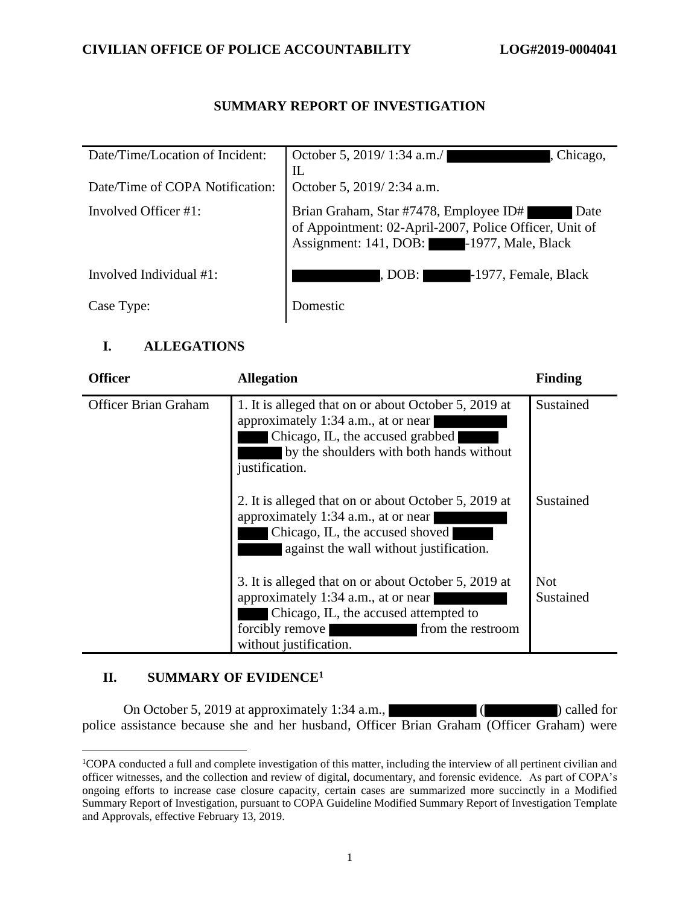**CIVILIAN OFFICE OF POLICE ACCOUNTABILITY** **LOG#2019-0004041**

## SUMMARY REPORT OF INVESTIGATION

| | |
|---|---|
| Date/Time/Location of Incident: | October 5, 2019/ 1:34 a.m./ ██████, Chicago, IL |
| Date/Time of COPA Notification: | October 5, 2019/ 2:34 a.m. |
| Involved Officer #1: | Brian Graham, Star #7478, Employee ID# ██ Date of Appointment: 02-April-2007, Police Officer, Unit of Assignment: 141, DOB: ██-1977, Male, Black |
| Involved Individual #1: | ██████, DOB: ██-1977, Female, Black |
| Case Type: | Domestic |

## I. ALLEGATIONS

| Officer | Allegation | Finding |
|---|---|---|
| Officer Brian Graham | 1. It is alleged that on or about October 5, 2019 at approximately 1:34 a.m., at or near ██████ Chicago, IL, the accused grabbed ██████ by the shoulders with both hands without justification. | Sustained |
| | 2. It is alleged that on or about October 5, 2019 at approximately 1:34 a.m., at or near ██████ Chicago, IL, the accused shoved ██████ against the wall without justification. | Sustained |
| | 3. It is alleged that on or about October 5, 2019 at approximately 1:34 a.m., at or near ██████ Chicago, IL, the accused attempted to forcibly remove ██████ from the restroom without justification. | Not Sustained |

## II. SUMMARY OF EVIDENCE[1]

On October 5, 2019 at approximately 1:34 a.m., ██████ (██████) called for police assistance because she and her husband, Officer Brian Graham (Officer Graham) were

---

[1]COPA conducted a full and complete investigation of this matter, including the interview of all pertinent civilian and officer witnesses, and the collection and review of digital, documentary, and forensic evidence. As part of COPA's ongoing efforts to increase case closure capacity, certain cases are summarized more succinctly in a Modified Summary Report of Investigation, pursuant to COPA Guideline Modified Summary Report of Investigation Template and Approvals, effective February 13, 2019.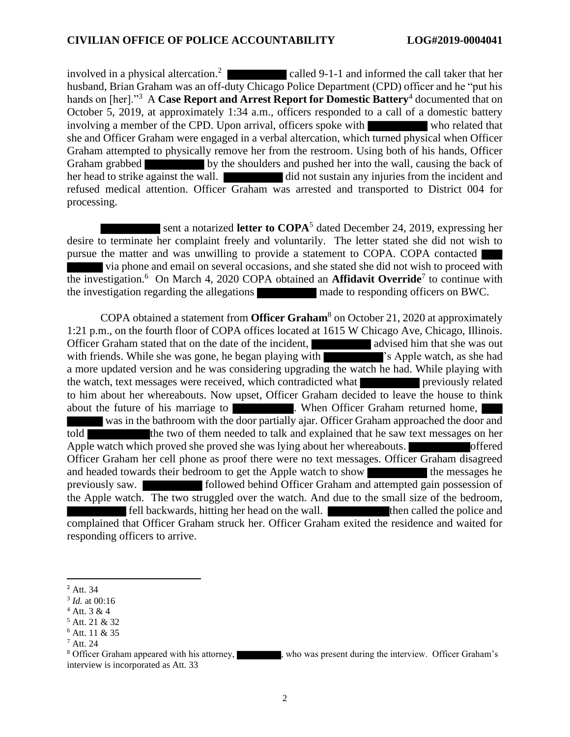involved in a physical altercation.[2] ██████████ called 9-1-1 and informed the call taker that her husband, Brian Graham was an off-duty Chicago Police Department (CPD) officer and he "put his hands on [her]."[3] A **Case Report and Arrest Report for Domestic Battery**[4] documented that on October 5, 2019, at approximately 1:34 a.m., officers responded to a call of a domestic battery involving a member of the CPD. Upon arrival, officers spoke with ██████████ who related that she and Officer Graham were engaged in a verbal altercation, which turned physical when Officer Graham attempted to physically remove her from the restroom. Using both of his hands, Officer Graham grabbed ██████████ by the shoulders and pushed her into the wall, causing the back of her head to strike against the wall. ██████████ did not sustain any injuries from the incident and refused medical attention. Officer Graham was arrested and transported to District 004 for processing.

██████████ sent a notarized **letter to COPA**[5] dated December 24, 2019, expressing her desire to terminate her complaint freely and voluntarily. The letter stated she did not wish to pursue the matter and was unwilling to provide a statement to COPA. COPA contacted ██████████ via phone and email on several occasions, and she stated she did not wish to proceed with the investigation.[6] On March 4, 2020 COPA obtained an **Affidavit Override**[7] to continue with the investigation regarding the allegations ██████████ made to responding officers on BWC.

COPA obtained a statement from **Officer Graham**[8] on October 21, 2020 at approximately 1:21 p.m., on the fourth floor of COPA offices located at 1615 W Chicago Ave, Chicago, Illinois. Officer Graham stated that on the date of the incident, ██████████ advised him that she was out with friends. While she was gone, he began playing with ██████████'s Apple watch, as she had a more updated version and he was considering upgrading the watch he had. While playing with the watch, text messages were received, which contradicted what ██████████ previously related to him about her whereabouts. Now upset, Officer Graham decided to leave the house to think about the future of his marriage to ██████████. When Officer Graham returned home, ██████████ was in the bathroom with the door partially ajar. Officer Graham approached the door and told ██████████ the two of them needed to talk and explained that he saw text messages on her Apple watch which proved she proved she was lying about her whereabouts. ██████████ offered Officer Graham her cell phone as proof there were no text messages. Officer Graham disagreed and headed towards their bedroom to get the Apple watch to show ██████████ the messages he previously saw. ██████████ followed behind Officer Graham and attempted gain possession of the Apple watch. The two struggled over the watch. And due to the small size of the bedroom, ██████████ fell backwards, hitting her head on the wall. ██████████ then called the police and complained that Officer Graham struck her. Officer Graham exited the residence and waited for responding officers to arrive.

---

[2] Att. 34

[3] *Id.* at 00:16

[4] Att. 3 & 4

[5] Att. 21 & 32

[6] Att. 11 & 35

[7] Att. 24

[8] Officer Graham appeared with his attorney, ██████████, who was present during the interview. Officer Graham's interview is incorporated as Att. 33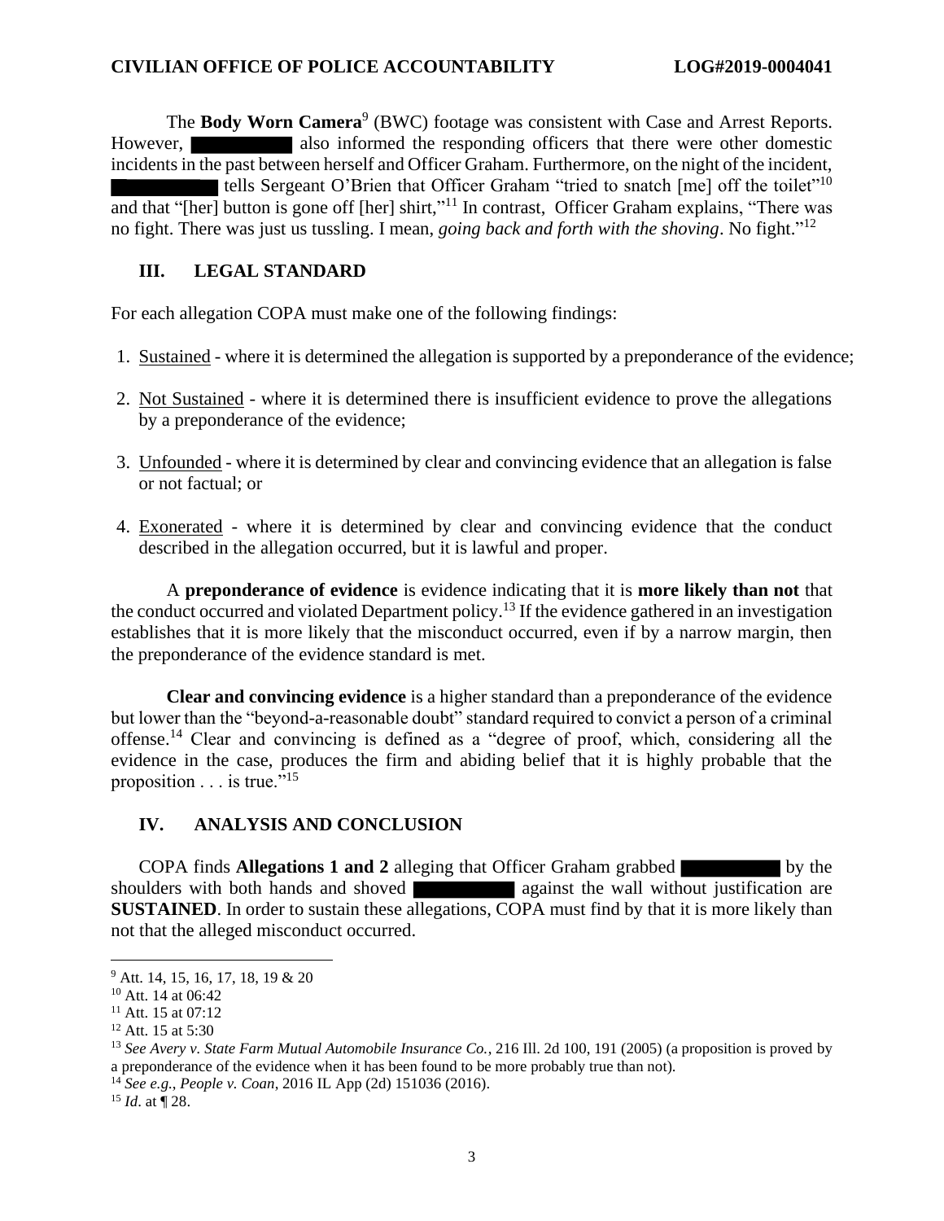The **Body Worn Camera**[9] (BWC) footage was consistent with Case and Arrest Reports. However, ██████ also informed the responding officers that there were other domestic incidents in the past between herself and Officer Graham. Furthermore, on the night of the incident, ██████ tells Sergeant O'Brien that Officer Graham "tried to snatch [me] off the toilet"[10] and that "[her] button is gone off [her] shirt,"[11] In contrast, Officer Graham explains, "There was no fight. There was just us tussling. I mean, *going back and forth with the shoving*. No fight."[12]

## III. LEGAL STANDARD

For each allegation COPA must make one of the following findings:

1. Sustained - where it is determined the allegation is supported by a preponderance of the evidence;
2. Not Sustained - where it is determined there is insufficient evidence to prove the allegations by a preponderance of the evidence;
3. Unfounded - where it is determined by clear and convincing evidence that an allegation is false or not factual; or
4. Exonerated - where it is determined by clear and convincing evidence that the conduct described in the allegation occurred, but it is lawful and proper.

A **preponderance of evidence** is evidence indicating that it is **more likely than not** that the conduct occurred and violated Department policy.[13] If the evidence gathered in an investigation establishes that it is more likely that the misconduct occurred, even if by a narrow margin, then the preponderance of the evidence standard is met.

**Clear and convincing evidence** is a higher standard than a preponderance of the evidence but lower than the "beyond-a-reasonable doubt" standard required to convict a person of a criminal offense.[14] Clear and convincing is defined as a "degree of proof, which, considering all the evidence in the case, produces the firm and abiding belief that it is highly probable that the proposition . . . is true."[15]

## IV. ANALYSIS AND CONCLUSION

COPA finds **Allegations 1 and 2** alleging that Officer Graham grabbed ██████ by the shoulders with both hands and shoved ██████ against the wall without justification are **SUSTAINED**. In order to sustain these allegations, COPA must find by that it is more likely than not that the alleged misconduct occurred.

---

[9] Att. 14, 15, 16, 17, 18, 19 & 20

[10] Att. 14 at 06:42

[11] Att. 15 at 07:12

[12] Att. 15 at 5:30

[13] *See Avery v. State Farm Mutual Automobile Insurance Co.*, 216 Ill. 2d 100, 191 (2005) (a proposition is proved by a preponderance of the evidence when it has been found to be more probably true than not).

[14] *See e.g., People v. Coan*, 2016 IL App (2d) 151036 (2016).

[15] *Id*. at ¶ 28.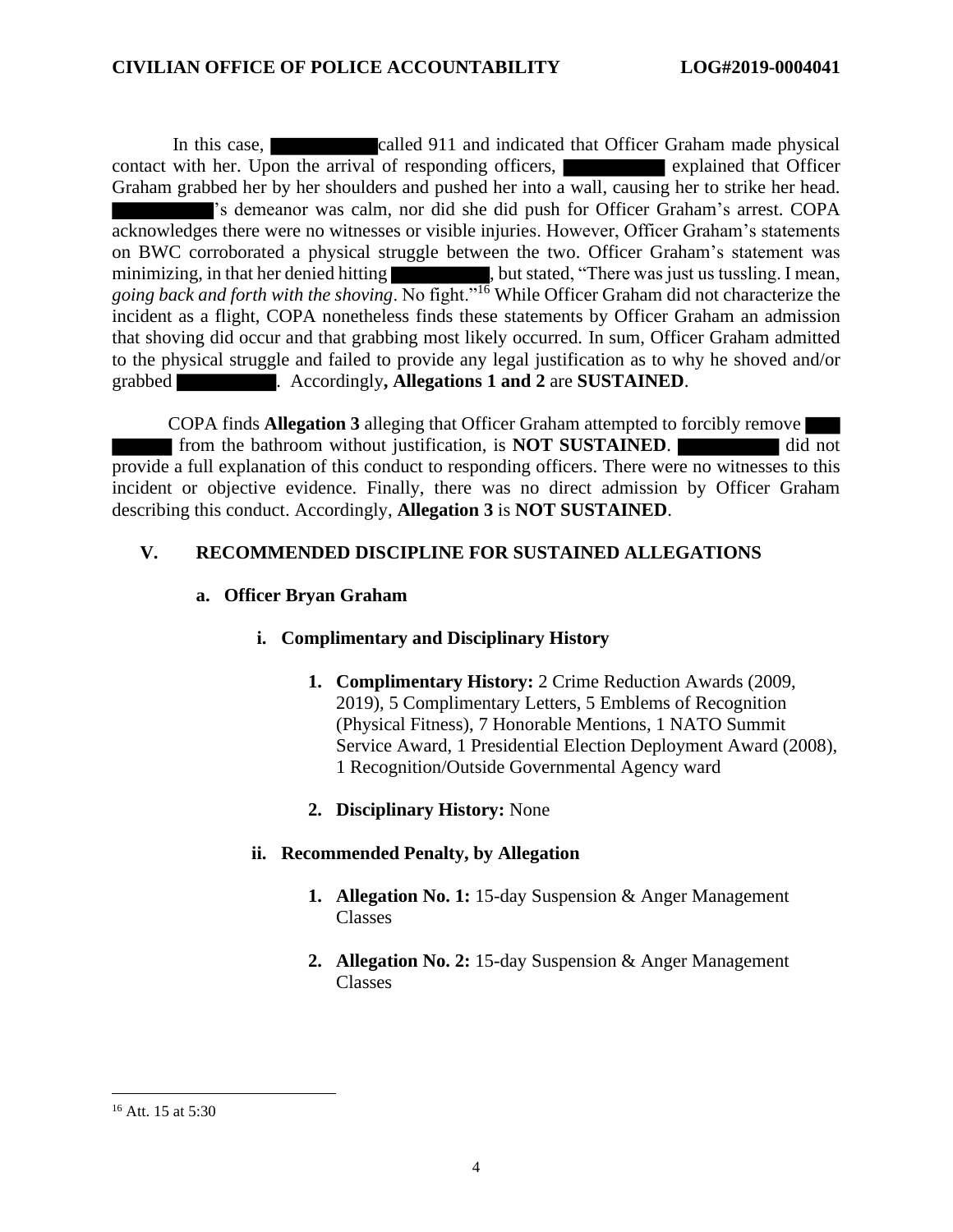In this case, ██████████ called 911 and indicated that Officer Graham made physical contact with her. Upon the arrival of responding officers, ██████████ explained that Officer Graham grabbed her by her shoulders and pushed her into a wall, causing her to strike her head. ██████████'s demeanor was calm, nor did she did push for Officer Graham's arrest. COPA acknowledges there were no witnesses or visible injuries. However, Officer Graham's statements on BWC corroborated a physical struggle between the two. Officer Graham's statement was minimizing, in that her denied hitting ██████████, but stated, "There was just us tussling. I mean, *going back and forth with the shoving*. No fight."[16] While Officer Graham did not characterize the incident as a flight, COPA nonetheless finds these statements by Officer Graham an admission that shoving did occur and that grabbing most likely occurred. In sum, Officer Graham admitted to the physical struggle and failed to provide any legal justification as to why he shoved and/or grabbed ██████████. Accordingly**, Allegations 1 and 2** are **SUSTAINED**.

COPA finds **Allegation 3** alleging that Officer Graham attempted to forcibly remove ██████████ from the bathroom without justification, is **NOT SUSTAINED**. ██████████ did not provide a full explanation of this conduct to responding officers. There were no witnesses to this incident or objective evidence. Finally, there was no direct admission by Officer Graham describing this conduct. Accordingly, **Allegation 3** is **NOT SUSTAINED**.

## V. RECOMMENDED DISCIPLINE FOR SUSTAINED ALLEGATIONS

### a. Officer Bryan Graham

#### i. Complimentary and Disciplinary History

1. **Complimentary History:** 2 Crime Reduction Awards (2009, 2019), 5 Complimentary Letters, 5 Emblems of Recognition (Physical Fitness), 7 Honorable Mentions, 1 NATO Summit Service Award, 1 Presidential Election Deployment Award (2008), 1 Recognition/Outside Governmental Agency ward

2. **Disciplinary History:** None

#### ii. Recommended Penalty, by Allegation

1. **Allegation No. 1:** 15-day Suspension & Anger Management Classes

2. **Allegation No. 2:** 15-day Suspension & Anger Management Classes

---

[16] Att. 15 at 5:30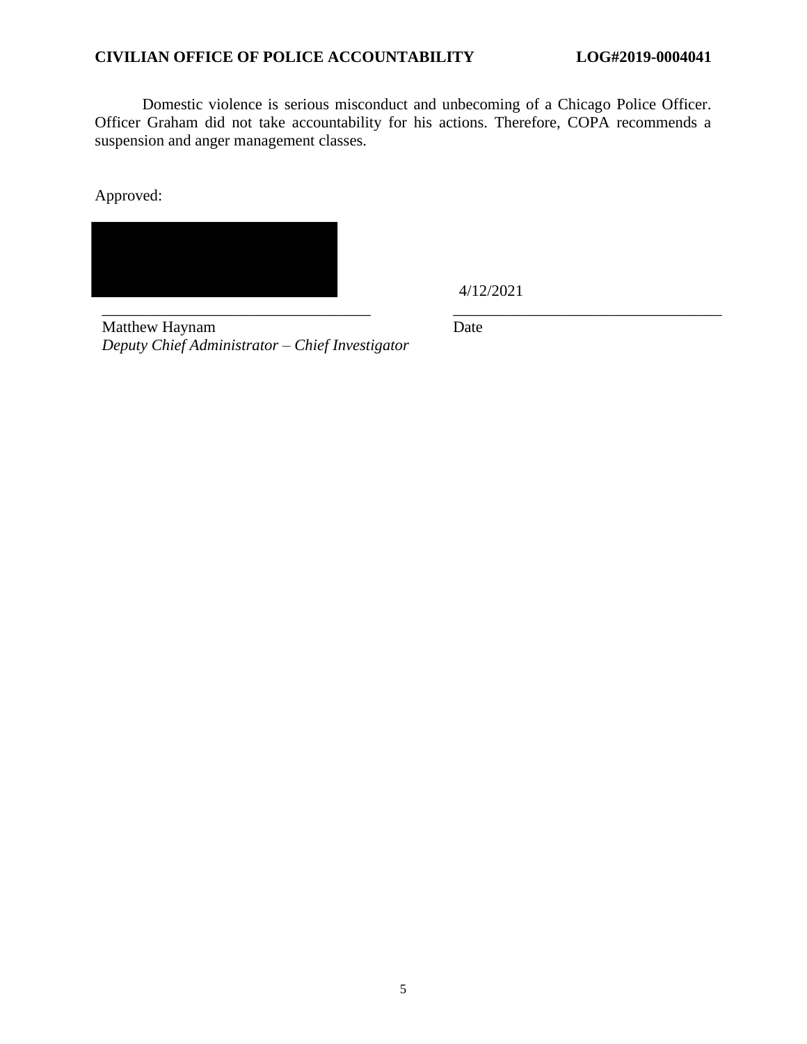Domestic violence is serious misconduct and unbecoming of a Chicago Police Officer. Officer Graham did not take accountability for his actions. Therefore, COPA recommends a suspension and anger management classes.

Approved:

| | |
|---|---|
| | 4/12/2021 |
| Matthew Haynam<br>*Deputy Chief Administrator – Chief Investigator* | Date |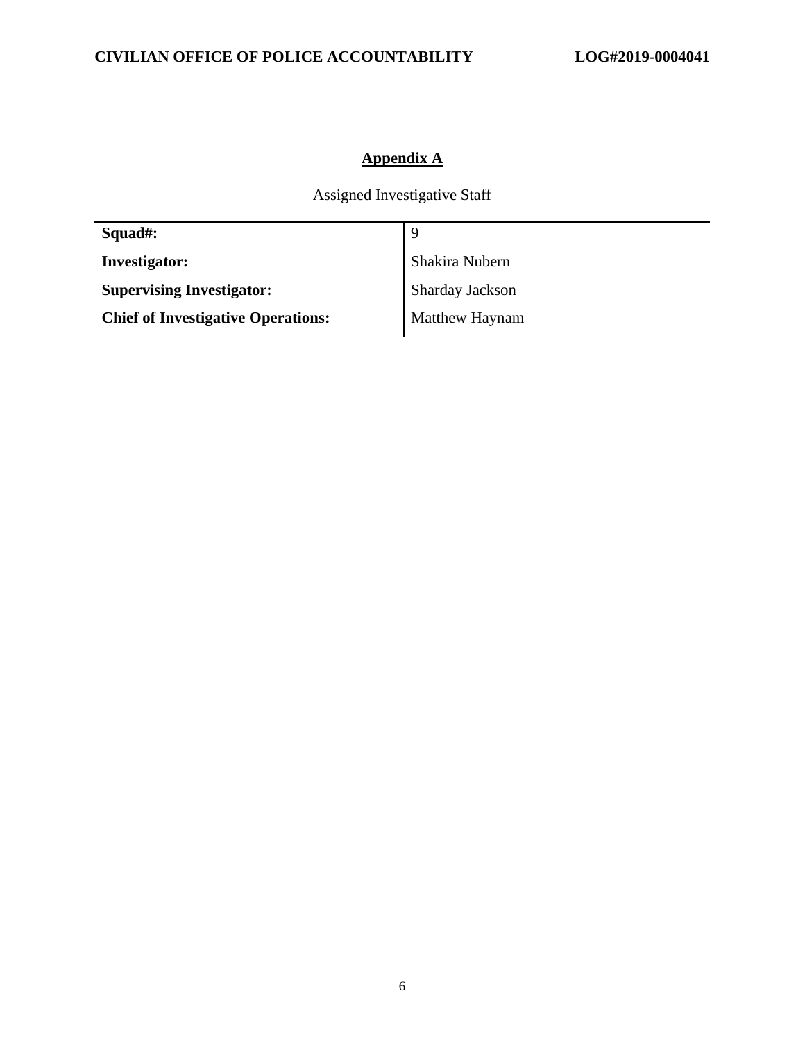## Appendix A

Assigned Investigative Staff

| | |
|---|---|
| **Squad#:** | 9 |
| **Investigator:** | Shakira Nubern |
| **Supervising Investigator:** | Sharday Jackson |
| **Chief of Investigative Operations:** | Matthew Haynam |